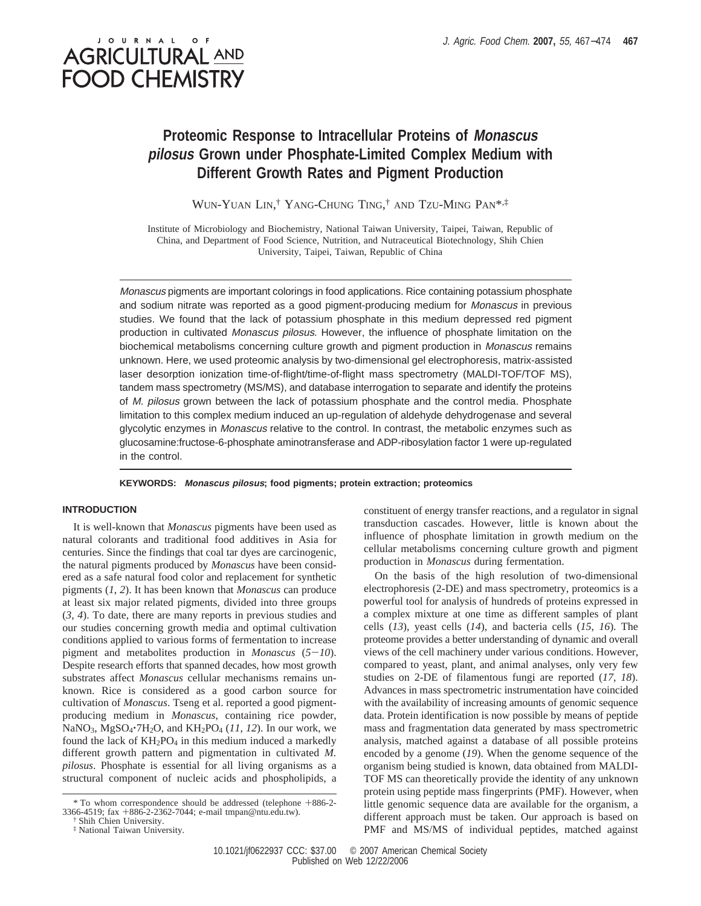# Proteomic Response to Intracellular Proteins of *Monascus pilosus* Grown under Phosphate-Limited Complex Medium with Different Growth Rates and Pigment Production

WUN-YUAN LIN,[†] YANG-CHUNG TING,[†] AND TZU-MING PAN*,[‡]

Institute of Microbiology and Biochemistry, National Taiwan University, Taipei, Taiwan, Republic of China, and Department of Food Science, Nutrition, and Nutraceutical Biotechnology, Shih Chien University, Taipei, Taiwan, Republic of China

*Monascus* pigments are important colorings in food applications. Rice containing potassium phosphate and sodium nitrate was reported as a good pigment-producing medium for *Monascus* in previous studies. We found that the lack of potassium phosphate in this medium depressed red pigment production in cultivated *Monascus pilosus*. However, the influence of phosphate limitation on the biochemical metabolisms concerning culture growth and pigment production in *Monascus* remains unknown. Here, we used proteomic analysis by two-dimensional gel electrophoresis, matrix-assisted laser desorption ionization time-of-flight/time-of-flight mass spectrometry (MALDI-TOF/TOF MS), tandem mass spectrometry (MS/MS), and database interrogation to separate and identify the proteins of *M. pilosus* grown between the lack of potassium phosphate and the control media. Phosphate limitation to this complex medium induced an up-regulation of aldehyde dehydrogenase and several glycolytic enzymes in *Monascus* relative to the control. In contrast, the metabolic enzymes such as glucosamine:fructose-6-phosphate aminotransferase and ADP-ribosylation factor 1 were up-regulated in the control.

**KEYWORDS:** ***Monascus pilosus*; food pigments; protein extraction; proteomics**

## INTRODUCTION

It is well-known that *Monascus* pigments have been used as natural colorants and traditional food additives in Asia for centuries. Since the findings that coal tar dyes are carcinogenic, the natural pigments produced by *Monascus* have been considered as a safe natural food color and replacement for synthetic pigments (*1*, *2*). It has been known that *Monascus* can produce at least six major related pigments, divided into three groups (*3*, *4*). To date, there are many reports in previous studies and our studies concerning growth media and optimal cultivation conditions applied to various forms of fermentation to increase pigment and metabolites production in *Monascus* (*5*−*10*). Despite research efforts that spanned decades, how most growth substrates affect *Monascus* cellular mechanisms remains unknown. Rice is considered as a good carbon source for cultivation of *Monascus*. Tseng et al. reported a good pigment-producing medium in *Monascus*, containing rice powder, $NaNO_3$, $MgSO_4{\cdot}7H_2O$, and $KH_2PO_4$ (*11*, *12*). In our work, we found the lack of $KH_2PO_4$ in this medium induced a markedly different growth pattern and pigmentation in cultivated *M. pilosus*. Phosphate is essential for all living organisms as a structural component of nucleic acids and phospholipids, a constituent of energy transfer reactions, and a regulator in signal transduction cascades. However, little is known about the influence of phosphate limitation in growth medium on the cellular metabolisms concerning culture growth and pigment production in *Monascus* during fermentation.

On the basis of the high resolution of two-dimensional electrophoresis (2-DE) and mass spectrometry, proteomics is a powerful tool for analysis of hundreds of proteins expressed in a complex mixture at one time as different samples of plant cells (*13*), yeast cells (*14*), and bacteria cells (*15*, *16*). The proteome provides a better understanding of dynamic and overall views of the cell machinery under various conditions. However, compared to yeast, plant, and animal analyses, only very few studies on 2-DE of filamentous fungi are reported (*17*, *18*). Advances in mass spectrometric instrumentation have coincided with the availability of increasing amounts of genomic sequence data. Protein identification is now possible by means of peptide mass and fragmentation data generated by mass spectrometric analysis, matched against a database of all possible proteins encoded by a genome (*19*). When the genome sequence of the organism being studied is known, data obtained from MALDI-TOF MS can theoretically provide the identity of any unknown protein using peptide mass fingerprints (PMF). However, when little genomic sequence data are available for the organism, a different approach must be taken. Our approach is based on PMF and MS/MS of individual peptides, matched against

\* To whom correspondence should be addressed (telephone +886-2-3366-4519; fax +886-2-2362-7044; e-mail tmpan@ntu.edu.tw).
[†] Shih Chien University.
[‡] National Taiwan University.

10.1021/jf0622937 CCC: $37.00 © 2007 American Chemical Society
Published on Web 12/22/2006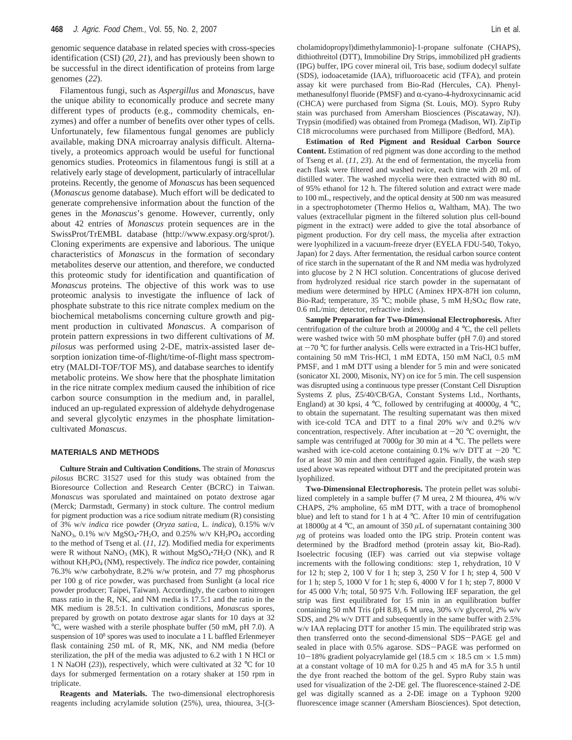genomic sequence database in related species with cross-species identification (CSI) (*20*, *21*), and has previously been shown to be successful in the direct identification of proteins from large genomes (*22*).

Filamentous fungi, such as *Aspergillus* and *Monascus*, have the unique ability to economically produce and secrete many different types of products (e.g., commodity chemicals, enzymes) and offer a number of benefits over other types of cells. Unfortunately, few filamentous fungal genomes are publicly available, making DNA microarray analysis difficult. Alternatively, a proteomics approach would be useful for functional genomics studies. Proteomics in filamentous fungi is still at a relatively early stage of development, particularly of intracellular proteins. Recently, the genome of *Monascus* has been sequenced (*Monascus* genome database). Much effort will be dedicated to generate comprehensive information about the function of the genes in the *Monascus*'s genome. However, currently, only about 42 entries of *Monascus* protein sequences are in the SwissProt/TrEMBL database (http://www.expasy.org/sprot/). Cloning experiments are expensive and laborious. The unique characteristics of *Monascus* in the formation of secondary metabolites deserve our attention, and therefore, we conducted this proteomic study for identification and quantification of *Monascus* proteins. The objective of this work was to use proteomic analysis to investigate the influence of lack of phosphate substrate to this rice nitrate complex medium on the biochemical metabolisms concerning culture growth and pigment production in cultivated *Monascus*. A comparison of protein pattern expressions in two different cultivations of *M. pilosus* was performed using 2-DE, matrix-assisted laser desorption ionization time-of-flight/time-of-flight mass spectrometry (MALDI-TOF/TOF MS), and database searches to identify metabolic proteins. We show here that the phosphate limitation in the rice nitrate complex medium caused the inhibition of rice carbon source consumption in the medium and, in parallel, induced an up-regulated expression of aldehyde dehydrogenase and several glycolytic enzymes in the phosphate limitation-cultivated *Monascus*.

## MATERIALS AND METHODS

**Culture Strain and Cultivation Conditions.** The strain of *Monascus pilosus* BCRC 31527 used for this study was obtained from the Bioresource Collection and Research Center (BCRC) in Taiwan. *Monascus* was sporulated and maintained on potato dextrose agar (Merck; Darmstadt, Germany) in stock culture. The control medium for pigment production was a rice sodium nitrate medium (R) consisting of 3% w/v *indica* rice powder (*Oryza sativa*, L. *indica*), 0.15% w/v $NaNO_3$, 0.1% w/v $MgSO_4 \cdot 7H_2O$, and 0.25% w/v $KH_2PO_4$ according to the method of Tseng et al. (*11*, *12*). Modified media for experiments were R without $NaNO_3$ (MK), R without $MgSO_4 \cdot 7H_2O$ (NK), and R without $KH_2PO_4$ (NM), respectively. The *indica* rice powder, containing 76.3% w/w carbohydrate, 8.2% w/w protein, and 77 mg phosphorus per 100 g of rice powder, was purchased from Sunlight (a local rice powder producer; Taipei, Taiwan). Accordingly, the carbon to nitrogen mass ratio in the R, NK, and NM media is 17.5:1 and the ratio in the MK medium is 28.5:1. In cultivation conditions, *Monascus* spores, prepared by growth on potato dextrose agar slants for 10 days at 32 °C, were washed with a sterile phosphate buffer (50 mM, pH 7.0). A suspension of $10^8$ spores was used to inoculate a 1 L baffled Erlenmeyer flask containing 250 mL of R, MK, NK, and NM media (before sterilization, the pH of the media was adjusted to 6.2 with 1 N HCl or 1 N NaOH (*23*)), respectively, which were cultivated at 32 °C for 10 days for submerged fermentation on a rotary shaker at 150 rpm in triplicate.

**Reagents and Materials.** The two-dimensional electrophoresis reagents including acrylamide solution (25%), urea, thiourea, 3-[(3-cholamidopropyl)dimethylammonio]-1-propane sulfonate (CHAPS), dithiothreitol (DTT), Immobiline Dry Strips, immobilized pH gradients (IPG) buffer, IPG cover mineral oil, Tris base, sodium dodecyl sulfate (SDS), iodoacetamide (IAA), trifluoroacetic acid (TFA), and protein assay kit were purchased from Bio-Rad (Hercules, CA). Phenylmethanesulfonyl fluoride (PMSF) and α-cyano-4-hydroxycinnamic acid (CHCA) were purchased from Sigma (St. Louis, MO). Sypro Ruby stain was purchased from Amersham Biosciences (Piscataway, NJ). Trypsin (modified) was obtained from Promega (Madison, WI). ZipTip C18 microcolumns were purchased from Millipore (Bedford, MA).

**Estimation of Red Pigment and Residual Carbon Source Content.** Estimation of red pigment was done according to the method of Tseng et al. (*11*, *23*). At the end of fermentation, the mycelia from each flask were filtered and washed twice, each time with 20 mL of distilled water. The washed mycelia were then extracted with 80 mL of 95% ethanol for 12 h. The filtered solution and extract were made to 100 mL, respectively, and the optical density at 500 nm was measured in a spectrophotometer (Thermo Helios α, Waltham, MA). The two values (extracellular pigment in the filtered solution plus cell-bound pigment in the extract) were added to give the total absorbance of pigment production. For dry cell mass, the mycelia after extraction were lyophilized in a vacuum-freeze dryer (EYELA FDU-540, Tokyo, Japan) for 2 days. After fermentation, the residual carbon source content of rice starch in the supernatant of the R and NM media was hydrolyzed into glucose by 2 N HCl solution. Concentrations of glucose derived from hydrolyzed residual rice starch powder in the supernatant of medium were determined by HPLC (Aminex HPX-87H ion column, Bio-Rad; temperature, 35 °C; mobile phase, 5 mM $H_2SO_4$; flow rate, 0.6 mL/min; detector, refractive index).

**Sample Preparation for Two-Dimensional Electrophoresis.** After centrifugation of the culture broth at 20000*g* and 4 °C, the cell pellets were washed twice with 50 mM phosphate buffer (pH 7.0) and stored at −70 °C for further analysis. Cells were extracted in a Tris-HCl buffer, containing 50 mM Tris-HCl, 1 mM EDTA, 150 mM NaCl, 0.5 mM PMSF, and 1 mM DTT using a blender for 5 min and were sonicated (sonicator XL 2000, Misonix, NY) on ice for 5 min. The cell suspension was disrupted using a continuous type presser (Constant Cell Disruption Systems Z plus, Z5/40/CB/GA, Constant Systems Ltd., Northants, England) at 30 kpsi, 4 °C, followed by centrifuging at 40000*g*, 4 °C, to obtain the supernatant. The resulting supernatant was then mixed with ice-cold TCA and DTT to a final 20% w/v and 0.2% w/v concentration, respectively. After incubation at −20 °C overnight, the sample was centrifuged at 7000*g* for 30 min at 4 °C. The pellets were washed with ice-cold acetone containing 0.1% w/v DTT at −20 °C for at least 30 min and then centrifuged again. Finally, the wash step used above was repeated without DTT and the precipitated protein was lyophilized.

**Two-Dimensional Electrophoresis.** The protein pellet was solubilized completely in a sample buffer (7 M urea, 2 M thiourea, 4% w/v CHAPS, 2% ampholine, 65 mM DTT, with a trace of bromophenol blue) and left to stand for 1 h at 4 °C. After 10 min of centrifugation at 18000*g* at 4 °C, an amount of 350 μL of supernatant containing 300 μg of proteins was loaded onto the IPG strip. Protein content was determined by the Bradford method (protein assay kit, Bio-Rad). Isoelectric focusing (IEF) was carried out via stepwise voltage increments with the following conditions: step 1, rehydration, 10 V for 12 h; step 2, 100 V for 1 h; step 3, 250 V for 1 h; step 4, 500 V for 1 h; step 5, 1000 V for 1 h; step 6, 4000 V for 1 h; step 7, 8000 V for 45 000 V/h; total, 50 975 V/h. Following IEF separation, the gel strip was first equilibrated for 15 min in an equilibration buffer containing 50 mM Tris (pH 8.8), 6 M urea, 30% v/v glycerol, 2% w/v SDS, and 2% w/v DTT and subsequently in the same buffer with 2.5% w/v IAA replacing DTT for another 15 min. The equilibrated strip was then transferred onto the second-dimensional SDS−PAGE gel and sealed in place with 0.5% agarose. SDS−PAGE was performed on 10−18% gradient polyacrylamide gel (18.5 cm × 18.5 cm × 1.5 mm) at a constant voltage of 10 mA for 0.25 h and 45 mA for 3.5 h until the dye front reached the bottom of the gel. Sypro Ruby stain was used for visualization of the 2-DE gel. The fluorescence-stained 2-DE gel was digitally scanned as a 2-DE image on a Typhoon 9200 fluorescence image scanner (Amersham Biosciences). Spot detection,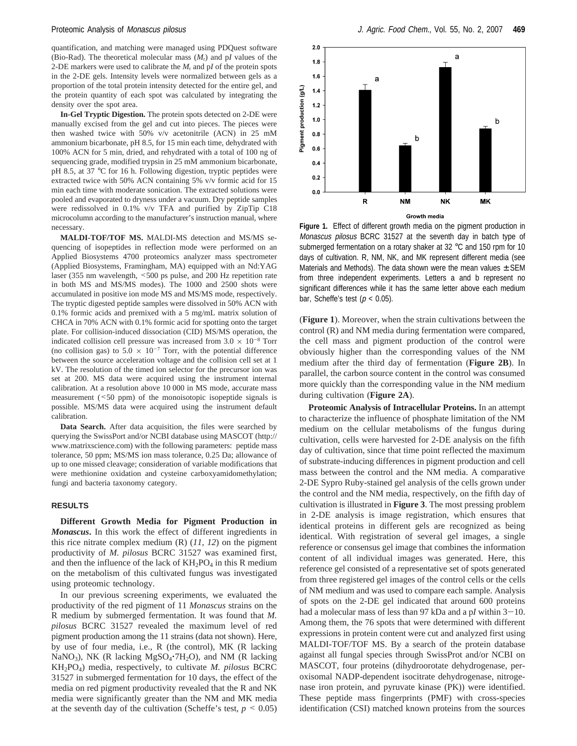quantification, and matching were managed using PDQuest software (Bio-Rad). The theoretical molecular mass ($M_r$) and p*I* values of the 2-DE markers were used to calibrate the $M_r$ and p*I* of the protein spots in the 2-DE gels. Intensity levels were normalized between gels as a proportion of the total protein intensity detected for the entire gel, and the protein quantity of each spot was calculated by integrating the density over the spot area.

**In-Gel Tryptic Digestion.** The protein spots detected on 2-DE were manually excised from the gel and cut into pieces. The pieces were then washed twice with 50% v/v acetonitrile (ACN) in 25 mM ammonium bicarbonate, pH 8.5, for 15 min each time, dehydrated with 100% ACN for 5 min, dried, and rehydrated with a total of 100 ng of sequencing grade, modified trypsin in 25 mM ammonium bicarbonate, pH 8.5, at 37 °C for 16 h. Following digestion, tryptic peptides were extracted twice with 50% ACN containing 5% v/v formic acid for 15 min each time with moderate sonication. The extracted solutions were pooled and evaporated to dryness under a vacuum. Dry peptide samples were redissolved in 0.1% v/v TFA and purified by ZipTip C18 microcolumn according to the manufacturer's instruction manual, where necessary.

**MALDI-TOF/TOF MS.** MALDI-MS detection and MS/MS sequencing of isopeptides in reflection mode were performed on an Applied Biosystems 4700 proteomics analyzer mass spectrometer (Applied Biosystems, Framingham, MA) equipped with an Nd:YAG laser (355 nm wavelength, <500 ps pulse, and 200 Hz repetition rate in both MS and MS/MS modes). The 1000 and 2500 shots were accumulated in positive ion mode MS and MS/MS mode, respectively. The tryptic digested peptide samples were dissolved in 50% ACN with 0.1% formic acids and premixed with a 5 mg/mL matrix solution of CHCA in 70% ACN with 0.1% formic acid for spotting onto the target plate. For collision-induced dissociation (CID) MS/MS operation, the indicated collision cell pressure was increased from $3.0 \times 10^{-8}$ Torr (no collision gas) to $5.0 \times 10^{-7}$ Torr, with the potential difference between the source acceleration voltage and the collision cell set at 1 kV. The resolution of the timed ion selector for the precursor ion was set at 200. MS data were acquired using the instrument internal calibration. At a resolution above 10 000 in MS mode, accurate mass measurement (<50 ppm) of the monoisotopic isopeptide signals is possible. MS/MS data were acquired using the instrument default calibration.

**Data Search.** After data acquisition, the files were searched by querying the SwissPort and/or NCBI database using MASCOT (http://www.matrixscience.com) with the following parameters: peptide mass tolerance, 50 ppm; MS/MS ion mass tolerance, 0.25 Da; allowance of up to one missed cleavage; consideration of variable modifications that were methionine oxidation and cysteine carboxyamidomethylation; fungi and bacteria taxonomy category.

## RESULTS

**Different Growth Media for Pigment Production in *Monascus*.** In this work the effect of different ingredients in this rice nitrate complex medium (R) (*11*, *12*) on the pigment productivity of *M. pilosus* BCRC 31527 was examined first, and then the influence of the lack of $KH_2PO_4$ in this R medium on the metabolism of this cultivated fungus was investigated using proteomic technology.

In our previous screening experiments, we evaluated the productivity of the red pigment of 11 *Monascus* strains on the R medium by submerged fermentation. It was found that *M. pilosus* BCRC 31527 revealed the maximum level of red pigment production among the 11 strains (data not shown). Here, by use of four media, i.e., R (the control), MK (R lacking $NaNO_3$), NK (R lacking $MgSO_4 \cdot 7H_2O$), and NM (R lacking $KH_2PO_4$) media, respectively, to cultivate *M. pilosus* BCRC 31527 in submerged fermentation for 10 days, the effect of the media on red pigment productivity revealed that the R and NK media were significantly greater than the NM and MK media at the seventh day of the cultivation (Scheffe's test, $p < 0.05$) (**Figure 1**). Moreover, when the strain cultivations between the control (R) and NM media during fermentation were compared, the cell mass and pigment production of the control were obviously higher than the corresponding values of the NM medium after the third day of fermentation (**Figure 2B**). In parallel, the carbon source content in the control was consumed more quickly than the corresponding value in the NM medium during cultivation (**Figure 2A**).

**Figure 1.** Effect of different growth media on the pigment production in *Monascus pilosus* BCRC 31527 at the seventh day in batch type of submerged fermentation on a rotary shaker at 32 °C and 150 rpm for 10 days of cultivation. R, NM, NK, and MK represent different media (see Materials and Methods). The data shown were the mean values ± SEM from three independent experiments. Letters a and b represent no significant differences while it has the same letter above each medium bar, Scheffe's test ($p < 0.05$).

**Proteomic Analysis of Intracellular Proteins.** In an attempt to characterize the influence of phosphate limitation of the NM medium on the cellular metabolisms of the fungus during cultivation, cells were harvested for 2-DE analysis on the fifth day of cultivation, since that time point reflected the maximum of substrate-inducing differences in pigment production and cell mass between the control and the NM media. A comparative 2-DE Sypro Ruby-stained gel analysis of the cells grown under the control and the NM media, respectively, on the fifth day of cultivation is illustrated in **Figure 3**. The most pressing problem in 2-DE analysis is image registration, which ensures that identical proteins in different gels are recognized as being identical. With registration of several gel images, a single reference or consensus gel image that combines the information content of all individual images was generated. Here, this reference gel consisted of a representative set of spots generated from three registered gel images of the control cells or the cells of NM medium and was used to compare each sample. Analysis of spots on the 2-DE gel indicated that around 600 proteins had a molecular mass of less than 97 kDa and a p*I* within 3−10. Among them, the 76 spots that were determined with different expressions in protein content were cut and analyzed first using MALDI-TOF/TOF MS. By a search of the protein database against all fungal species through SwissProt and/or NCBI on MASCOT, four proteins (dihydroorotate dehydrogenase, peroxisomal NADP-dependent isocitrate dehydrogenase, nitrogenase iron protein, and pyruvate kinase (PK)) were identified. These peptide mass fingerprints (PMF) with cross-species identification (CSI) matched known proteins from the sources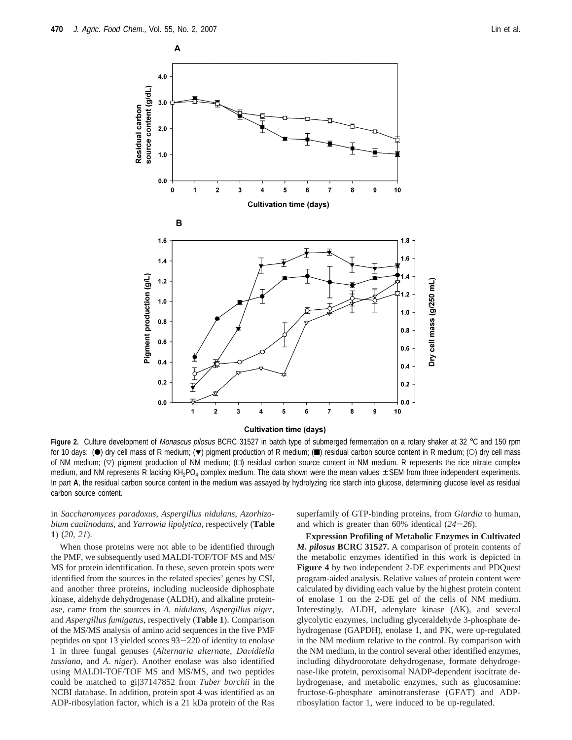Figure 2. Culture development of *Monascus pilosus* BCRC 31527 in batch type of submerged fermentation on a rotary shaker at 32 °C and 150 rpm for 10 days: (●) dry cell mass of R medium; (▼) pigment production of R medium; (■) residual carbon source content in R medium; (○) dry cell mass of NM medium; (▽) pigment production of NM medium; (□) residual carbon source content in NM medium. R represents the rice nitrate complex medium, and NM represents R lacking $KH_2PO_4$ complex medium. The data shown were the mean values ± SEM from three independent experiments. In part **A**, the residual carbon source content in the medium was assayed by hydrolyzing rice starch into glucose, determining glucose level as residual carbon source content.

in *Saccharomyces paradoxus*, *Aspergillus nidulans*, *Azorhizobium caulinodans*, and *Yarrowia lipolytica*, respectively (**Table 1**) (*20*, *21*).

When those proteins were not able to be identified through the PMF, we subsequently used MALDI-TOF/TOF MS and MS/MS for protein identification. In these, seven protein spots were identified from the sources in the related species' genes by CSI, and another three proteins, including nucleoside diphosphate kinase, aldehyde dehydrogenase (ALDH), and alkaline proteinase, came from the sources in *A. nidulans*, *Aspergillus niger*, and *Aspergillus fumigatus*, respectively (**Table 1**). Comparison of the MS/MS analysis of amino acid sequences in the five PMF peptides on spot 13 yielded scores 93−220 of identity to enolase 1 in three fungal genuses (*Alternaria alternate*, *Davidiella tassiana*, and *A. niger*). Another enolase was also identified using MALDI-TOF/TOF MS and MS/MS, and two peptides could be matched to gi|37147852 from *Tuber borchii* in the NCBI database. In addition, protein spot 4 was identified as an ADP-ribosylation factor, which is a 21 kDa protein of the Ras superfamily of GTP-binding proteins, from *Giardia* to human, and which is greater than 60% identical (*24*−*26*).

**Expression Profiling of Metabolic Enzymes in Cultivated *M. pilosus* BCRC 31527.** A comparison of protein contents of the metabolic enzymes identified in this work is depicted in **Figure 4** by two independent 2-DE experiments and PDQuest program-aided analysis. Relative values of protein content were calculated by dividing each value by the highest protein content of enolase 1 on the 2-DE gel of the cells of NM medium. Interestingly, ALDH, adenylate kinase (AK), and several glycolytic enzymes, including glyceraldehyde 3-phosphate dehydrogenase (GAPDH), enolase 1, and PK, were up-regulated in the NM medium relative to the control. By comparison with the NM medium, in the control several other identified enzymes, including dihydroorotate dehydrogenase, formate dehydrogenase-like protein, peroxisomal NADP-dependent isocitrate dehydrogenase, and metabolic enzymes, such as glucosamine: fructose-6-phosphate aminotransferase (GFAT) and ADP-ribosylation factor 1, were induced to be up-regulated.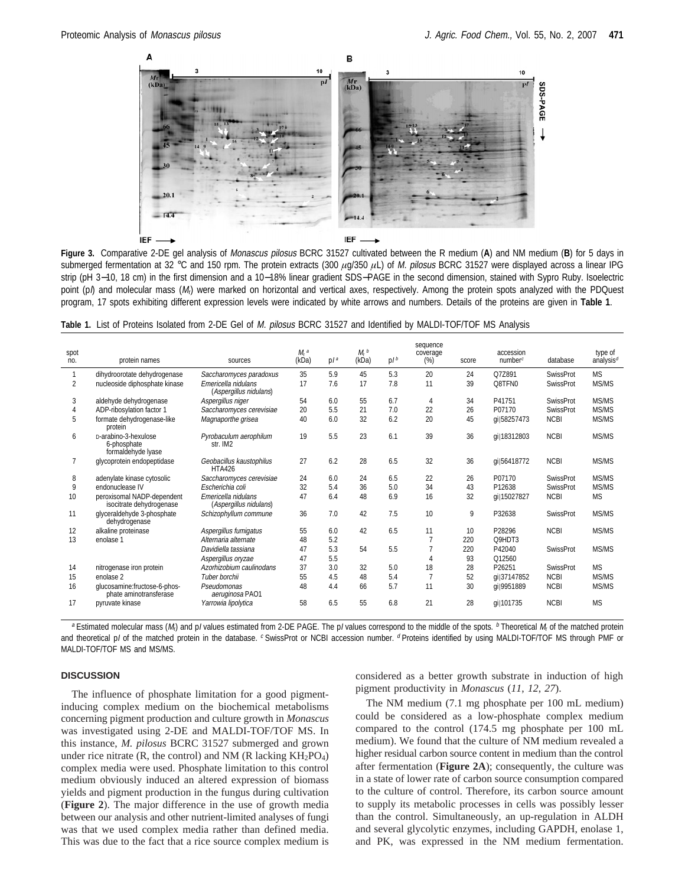**Figure 3.** Comparative 2-DE gel analysis of *Monascus pilosus* BCRC 31527 cultivated between the R medium (**A**) and NM medium (**B**) for 5 days in submerged fermentation at 32 °C and 150 rpm. The protein extracts (300 $\mu$g/350 $\mu$L) of *M. pilosus* BCRC 31527 were displayed across a linear IPG strip (pH 3–10, 18 cm) in the first dimension and a 10–18% linear gradient SDS–PAGE in the second dimension, stained with Sypro Ruby. Isoelectric point (p*I*) and molecular mass ($M_r$) were marked on horizontal and vertical axes, respectively. Among the protein spots analyzed with the PDQuest program, 17 spots exhibiting different expression levels were indicated by white arrows and numbers. Details of the proteins are given in **Table 1**.

**Table 1.** List of Proteins Isolated from 2-DE Gel of *M. pilosus* BCRC 31527 and Identified by MALDI-TOF/TOF MS Analysis

| spot no. | protein names | sources | $M_r$ [a] (kDa) | p*I* [a] | $M_r$ [b] (kDa) | p*I* [b] | sequence coverage (%) | score | accession number[c] | database | type of analysis[d] |
|---|---|---|---|---|---|---|---|---|---|---|---|
| 1 | dihydroorotate dehydrogenase | *Saccharomyces paradoxus* | 35 | 5.9 | 45 | 5.3 | 20 | 24 | Q7Z891 | SwissProt | MS |
| 2 | nucleoside diphosphate kinase | *Emericella nidulans* (*Aspergillus nidulans*) | 17 | 7.6 | 17 | 7.8 | 11 | 39 | Q8TFN0 | SwissProt | MS/MS |
| 3 | aldehyde dehydrogenase | *Aspergillus niger* | 54 | 6.0 | 55 | 6.7 | 4 | 34 | P41751 | SwissProt | MS/MS |
| 4 | ADP-ribosylation factor 1 | *Saccharomyces cerevisiae* | 20 | 5.5 | 21 | 7.0 | 22 | 26 | P07170 | SwissProt | MS/MS |
| 5 | formate dehydrogenase-like protein | *Magnaporthe grisea* | 40 | 6.0 | 32 | 6.2 | 20 | 45 | gi\|58257473 | NCBI | MS/MS |
| 6 | D-arabino-3-hexulose 6-phosphate formaldehyde lyase | *Pyrobaculum aerophilum* str. IM2 | 19 | 5.5 | 23 | 6.1 | 39 | 36 | gi\|18312803 | NCBI | MS/MS |
| 7 | glycoprotein endopeptidase | *Geobacillus kaustophilus* HTA426 | 27 | 6.2 | 28 | 6.5 | 32 | 36 | gi\|56418772 | NCBI | MS/MS |
| 8 | adenylate kinase cytosolic | *Saccharomyces cerevisiae* | 24 | 6.0 | 24 | 6.5 | 22 | 26 | P07170 | SwissProt | MS/MS |
| 9 | endonuclease IV | *Escherichia coli* | 32 | 5.4 | 36 | 5.0 | 34 | 43 | P12638 | SwissProt | MS/MS |
| 10 | peroxisomal NADP-dependent isocitrate dehydrogenase | *Emericella nidulans* (*Aspergillus nidulans*) | 47 | 6.4 | 48 | 6.9 | 16 | 32 | gi\|15027827 | NCBI | MS |
| 11 | glyceraldehyde 3-phosphate dehydrogenase | *Schizophyllum commune* | 36 | 7.0 | 42 | 7.5 | 10 | 9 | P32638 | SwissProt | MS/MS |
| 12 | alkaline proteinase | *Aspergillus fumigatus* | 55 | 6.0 | 42 | 6.5 | 11 | 10 | P28296 | NCBI | MS/MS |
| 13 | enolase 1 | *Alternaria alternate* | 48 | 5.2 | | | 7 | 220 | Q9HDT3 | | |
| | | *Davidiella tassiana* | 47 | 5.3 | 54 | 5.5 | 7 | 220 | P42040 | SwissProt | MS/MS |
| | | *Aspergillus oryzae* | 47 | 5.5 | | | 4 | 93 | Q12560 | | |
| 14 | nitrogenase iron protein | *Azorhizobium caulinodans* | 37 | 3.0 | 32 | 5.0 | 18 | 28 | P26251 | SwissProt | MS |
| 15 | enolase 2 | *Tuber borchii* | 55 | 4.5 | 48 | 5.4 | 7 | 52 | gi\|37147852 | NCBI | MS/MS |
| 16 | glucosamine:fructose-6-phosphate aminotransferase | *Pseudomonas aeruginosa* PAO1 | 48 | 4.4 | 66 | 5.7 | 11 | 30 | gi\|9951889 | NCBI | MS/MS |
| 17 | pyruvate kinase | *Yarrowia lipolytica* | 58 | 6.5 | 55 | 6.8 | 21 | 28 | gi\|101735 | NCBI | MS |

[a] Estimated molecular mass ($M_r$) and p*I* values estimated from 2-DE PAGE. The p*I* values correspond to the middle of the spots. [b] Theoretical $M_r$ of the matched protein and theoretical p*I* of the matched protein in the database. [c] SwissProt or NCBI accession number. [d] Proteins identified by using MALDI-TOF/TOF MS through PMF or MALDI-TOF/TOF MS and MS/MS.

## DISCUSSION

The influence of phosphate limitation for a good pigment-inducing complex medium on the biochemical metabolisms concerning pigment production and culture growth in *Monascus* was investigated using 2-DE and MALDI-TOF/TOF MS. In this instance, *M. pilosus* BCRC 31527 submerged and grown under rice nitrate (R, the control) and NM (R lacking $KH_2PO_4$) complex media were used. Phosphate limitation to this control medium obviously induced an altered expression of biomass yields and pigment production in the fungus during cultivation (**Figure 2**). The major difference in the use of growth media between our analysis and other nutrient-limited analyses of fungi was that we used complex media rather than defined media. This was due to the fact that a rice source complex medium is considered as a better growth substrate in induction of high pigment productivity in *Monascus* (*11*, *12*, *27*).

The NM medium (7.1 mg phosphate per 100 mL medium) could be considered as a low-phosphate complex medium compared to the control (174.5 mg phosphate per 100 mL medium). We found that the culture of NM medium revealed a higher residual carbon source content in medium than the control after fermentation (**Figure 2A**); consequently, the culture was in a state of lower rate of carbon source consumption compared to the culture of control. Therefore, its carbon source amount to supply its metabolic processes in cells was possibly lesser than the control. Simultaneously, an up-regulation in ALDH and several glycolytic enzymes, including GAPDH, enolase 1, and PK, was expressed in the NM medium fermentation.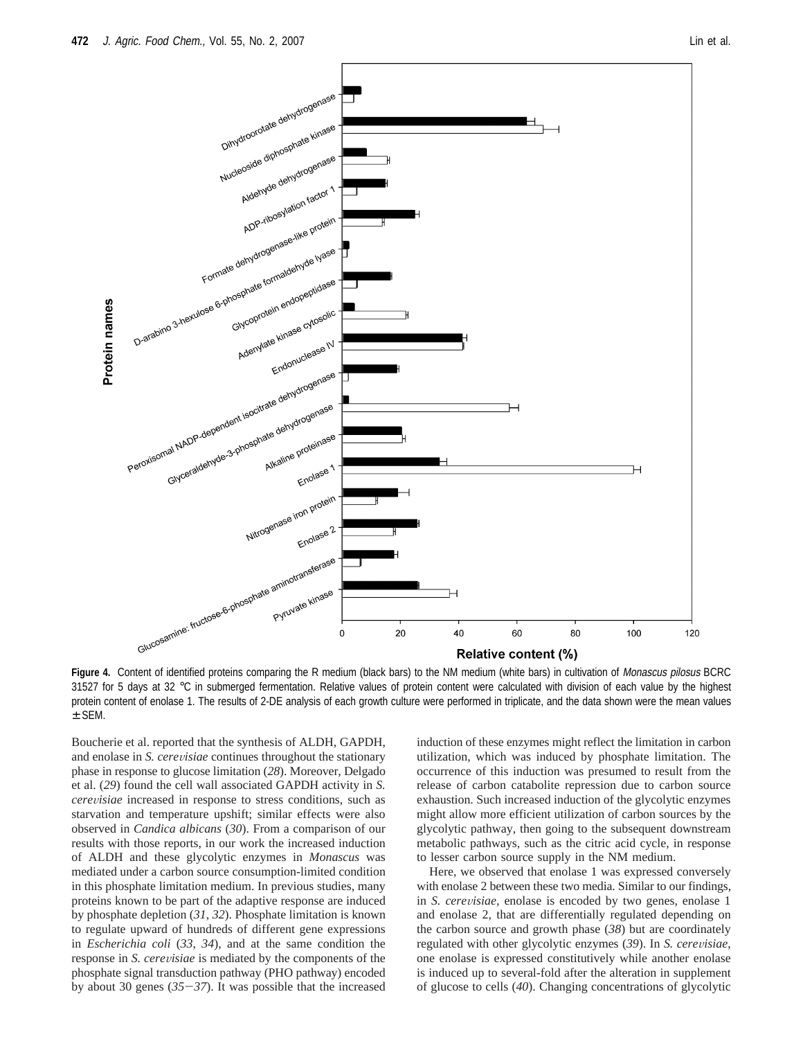**Figure 4.** Content of identified proteins comparing the R medium (black bars) to the NM medium (white bars) in cultivation of *Monascus pilosus* BCRC 31527 for 5 days at 32 °C in submerged fermentation. Relative values of protein content were calculated with division of each value by the highest protein content of enolase 1. The results of 2-DE analysis of each growth culture were performed in triplicate, and the data shown were the mean values ± SEM.

Boucherie et al. reported that the synthesis of ALDH, GAPDH, and enolase in *S. cerevisiae* continues throughout the stationary phase in response to glucose limitation (*28*). Moreover, Delgado et al. (*29*) found the cell wall associated GAPDH activity in *S. cerevisiae* increased in response to stress conditions, such as starvation and temperature upshift; similar effects were also observed in *Candica albicans* (*30*). From a comparison of our results with those reports, in our work the increased induction of ALDH and these glycolytic enzymes in *Monascus* was mediated under a carbon source consumption-limited condition in this phosphate limitation medium. In previous studies, many proteins known to be part of the adaptive response are induced by phosphate depletion (*31*, *32*). Phosphate limitation is known to regulate upward of hundreds of different gene expressions in *Escherichia coli* (*33*, *34*), and at the same condition the response in *S. cerevisiae* is mediated by the components of the phosphate signal transduction pathway (PHO pathway) encoded by about 30 genes (*35*−*37*). It was possible that the increased induction of these enzymes might reflect the limitation in carbon utilization, which was induced by phosphate limitation. The occurrence of this induction was presumed to result from the release of carbon catabolite repression due to carbon source exhaustion. Such increased induction of the glycolytic enzymes might allow more efficient utilization of carbon sources by the glycolytic pathway, then going to the subsequent downstream metabolic pathways, such as the citric acid cycle, in response to lesser carbon source supply in the NM medium.

Here, we observed that enolase 1 was expressed conversely with enolase 2 between these two media. Similar to our findings, in *S. cerevisiae*, enolase is encoded by two genes, enolase 1 and enolase 2, that are differentially regulated depending on the carbon source and growth phase (*38*) but are coordinately regulated with other glycolytic enzymes (*39*). In *S. cerevisiae*, one enolase is expressed constitutively while another enolase is induced up to several-fold after the alteration in supplement of glucose to cells (*40*). Changing concentrations of glycolytic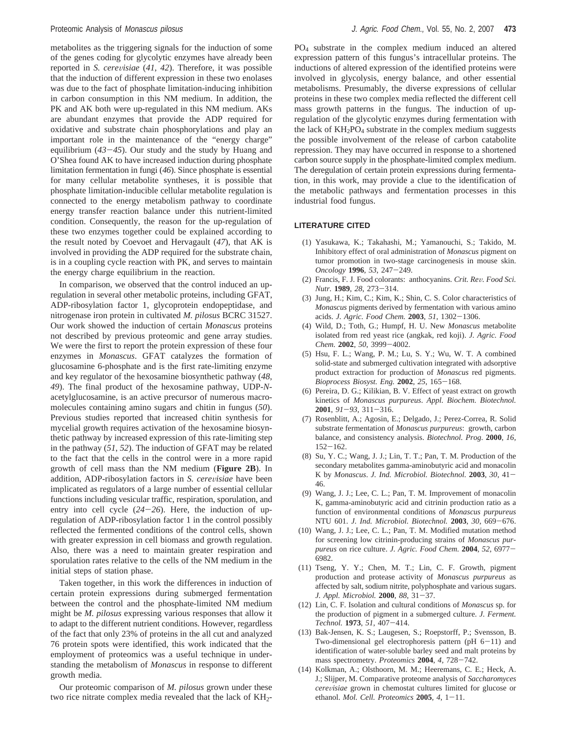metabolites as the triggering signals for the induction of some of the genes coding for glycolytic enzymes have already been reported in *S. cerevisiae* (*41*, *42*). Therefore, it was possible that the induction of different expression in these two enolases was due to the fact of phosphate limitation-inducing inhibition in carbon consumption in this NM medium. In addition, the PK and AK both were up-regulated in this NM medium. AKs are abundant enzymes that provide the ADP required for oxidative and substrate chain phosphorylations and play an important role in the maintenance of the "energy charge" equilibrium (*43*−*45*). Our study and the study by Huang and O'Shea found AK to have increased induction during phosphate limitation fermentation in fungi (*46*). Since phosphate is essential for many cellular metabolite syntheses, it is possible that phosphate limitation-inducible cellular metabolite regulation is connected to the energy metabolism pathway to coordinate energy transfer reaction balance under this nutrient-limited condition. Consequently, the reason for the up-regulation of these two enzymes together could be explained according to the result noted by Coevoet and Hervagault (*47*), that AK is involved in providing the ADP required for the substrate chain, is in a coupling cycle reaction with PK, and serves to maintain the energy charge equilibrium in the reaction.

In comparison, we observed that the control induced an up-regulation in several other metabolic proteins, including GFAT, ADP-ribosylation factor 1, glycoprotein endopeptidase, and nitrogenase iron protein in cultivated *M. pilosus* BCRC 31527. Our work showed the induction of certain *Monascus* proteins not described by previous proteomic and gene array studies. We were the first to report the protein expression of these four enzymes in *Monascus*. GFAT catalyzes the formation of glucosamine 6-phosphate and is the first rate-limiting enzyme and key regulator of the hexosamine biosynthetic pathway (*48*, *49*). The final product of the hexosamine pathway, UDP-*N*-acetylglucosamine, is an active precursor of numerous macromolecules containing amino sugars and chitin in fungus (*50*). Previous studies reported that increased chitin synthesis for mycelial growth requires activation of the hexosamine biosynthetic pathway by increased expression of this rate-limiting step in the pathway (*51*, *52*). The induction of GFAT may be related to the fact that the cells in the control were in a more rapid growth of cell mass than the NM medium (**Figure 2B**). In addition, ADP-ribosylation factors in *S. cerevisiae* have been implicated as regulators of a large number of essential cellular functions including vesicular traffic, respiration, sporulation, and entry into cell cycle (*24*−*26*). Here, the induction of up-regulation of ADP-ribosylation factor 1 in the control possibly reflected the fermented conditions of the control cells, shown with greater expression in cell biomass and growth regulation. Also, there was a need to maintain greater respiration and sporulation rates relative to the cells of the NM medium in the initial steps of station phase.

Taken together, in this work the differences in induction of certain protein expressions during submerged fermentation between the control and the phosphate-limited NM medium might be *M. pilosus* expressing various responses that allow it to adapt to the different nutrient conditions. However, regardless of the fact that only 23% of proteins in the all cut and analyzed 76 protein spots were identified, this work indicated that the employment of proteomics was a useful technique in understanding the metabolism of *Monascus* in response to different growth media.

Our proteomic comparison of *M. pilosus* grown under these two rice nitrate complex media revealed that the lack of $KH_2PO_4$ substrate in the complex medium induced an altered expression pattern of this fungus's intracellular proteins. The inductions of altered expression of the identified proteins were involved in glycolysis, energy balance, and other essential metabolisms. Presumably, the diverse expressions of cellular proteins in these two complex media reflected the different cell mass growth patterns in the fungus. The induction of up-regulation of the glycolytic enzymes during fermentation with the lack of $KH_2PO_4$ substrate in the complex medium suggests the possible involvement of the release of carbon catabolite repression. They may have occurred in response to a shortened carbon source supply in the phosphate-limited complex medium. The deregulation of certain protein expressions during fermentation, in this work, may provide a clue to the identification of the metabolic pathways and fermentation processes in this industrial food fungus.

## LITERATURE CITED

(1) Yasukawa, K.; Takahashi, M.; Yamanouchi, S.; Takido, M. Inhibitory effect of oral administration of *Monascus* pigment on tumor promotion in two-stage carcinogenesis in mouse skin. *Oncology* **1996**, *53*, 247−249.

(2) Francis, F. J. Food colorants: anthocyanins. *Crit. Rev. Food Sci. Nutr.* **1989**, *28*, 273−314.

(3) Jung, H.; Kim, C.; Kim, K.; Shin, C. S. Color characteristics of *Monascus* pigments derived by fermentation with various amino acids. *J. Agric. Food Chem.* **2003**, *51*, 1302−1306.

(4) Wild, D.; Toth, G.; Humpf, H. U. New *Monascus* metabolite isolated from red yeast rice (angkak, red koji). *J. Agric. Food Chem.* **2002**, *50*, 3999−4002.

(5) Hsu, F. L.; Wang, P. M.; Lu, S. Y.; Wu, W. T. A combined solid-state and submerged cultivation integrated with adsorptive product extraction for production of *Monascus* red pigments. *Bioprocess Biosyst. Eng.* **2002**, *25*, 165−168.

(6) Pereira, D. G.; Kilikian, B. V. Effect of yeast extract on growth kinetics of *Monascus purpureus*. *Appl. Biochem. Biotechnol.* **2001**, *91*−*93*, 311−316.

(7) Rosenblitt, A.; Agosin, E.; Delgado, J.; Perez-Correa, R. Solid substrate fermentation of *Monascus purpureus*: growth, carbon balance, and consistency analysis. *Biotechnol. Prog.* **2000**, *16*, 152−162.

(8) Su, Y. C.; Wang, J. J.; Lin, T. T.; Pan, T. M. Production of the secondary metabolites gamma-aminobutyric acid and monacolin K by *Monascus*. *J. Ind. Microbiol. Biotechnol.* **2003**, *30*, 41−46.

(9) Wang, J. J.; Lee, C. L.; Pan, T. M. Improvement of monacolin K, gamma-aminobutyric acid and citrinin production ratio as a function of environmental conditions of *Monascus purpureus* NTU 601. *J. Ind. Microbiol. Biotechnol.* **2003**, *30*, 669−676.

(10) Wang, J. J.; Lee, C. L.; Pan, T. M. Modified mutation method for screening low citrinin-producing strains of *Monascus purpureus* on rice culture. *J. Agric. Food Chem.* **2004**, *52*, 6977−6982.

(11) Tseng, Y. Y.; Chen, M. T.; Lin, C. F. Growth, pigment production and protease activity of *Monascus purpureus* as affected by salt, sodium nitrite, polyphosphate and various sugars. *J. Appl. Microbiol.* **2000**, *88*, 31−37.

(12) Lin, C. F. Isolation and cultural conditions of *Monascus* sp. for the production of pigment in a submerged culture. *J. Ferment. Technol.* **1973**, *51*, 407−414.

(13) Bak-Jensen, K. S.; Laugesen, S.; Roepstorff, P.; Svensson, B. Two-dimensional gel electrophoresis pattern (pH 6−11) and identification of water-soluble barley seed and malt proteins by mass spectrometry. *Proteomics* **2004**, *4*, 728−742.

(14) Kolkman, A.; Olsthoorn, M. M.; Heeremans, C. E.; Heck, A. J.; Slijper, M. Comparative proteome analysis of *Saccharomyces cerevisiae* grown in chemostat cultures limited for glucose or ethanol. *Mol. Cell. Proteomics* **2005**, *4*, 1−11.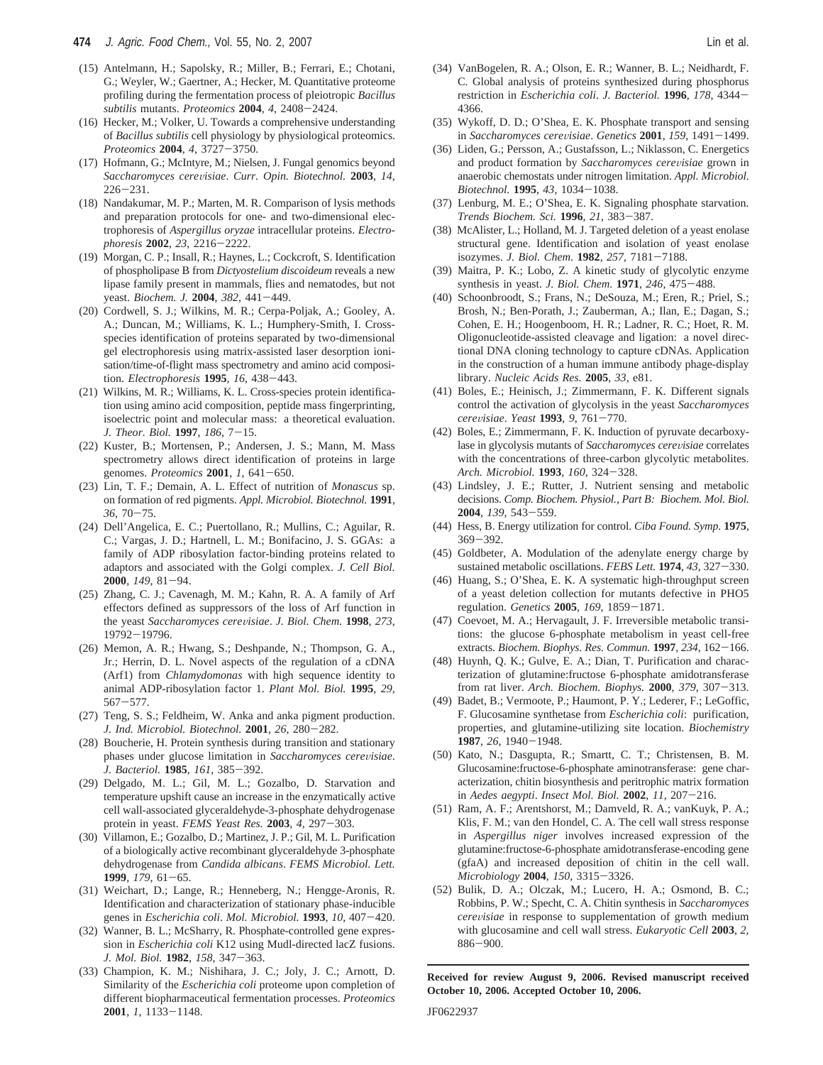(15) Antelmann, H.; Sapolsky, R.; Miller, B.; Ferrari, E.; Chotani, G.; Weyler, W.; Gaertner, A.; Hecker, M. Quantitative proteome profiling during the fermentation process of pleiotropic *Bacillus subtilis* mutants. *Proteomics* **2004**, *4*, 2408–2424.

(16) Hecker, M.; Volker, U. Towards a comprehensive understanding of *Bacillus subtilis* cell physiology by physiological proteomics. *Proteomics* **2004**, *4*, 3727–3750.

(17) Hofmann, G.; McIntyre, M.; Nielsen, J. Fungal genomics beyond *Saccharomyces cerevisiae*. *Curr. Opin. Biotechnol.* **2003**, *14*, 226–231.

(18) Nandakumar, M. P.; Marten, M. R. Comparison of lysis methods and preparation protocols for one- and two-dimensional electrophoresis of *Aspergillus oryzae* intracellular proteins. *Electrophoresis* **2002**, *23*, 2216–2222.

(19) Morgan, C. P.; Insall, R.; Haynes, L.; Cockcroft, S. Identification of phospholipase B from *Dictyostelium discoideum* reveals a new lipase family present in mammals, flies and nematodes, but not yeast. *Biochem. J.* **2004**, *382*, 441–449.

(20) Cordwell, S. J.; Wilkins, M. R.; Cerpa-Poljak, A.; Gooley, A. A.; Duncan, M.; Williams, K. L.; Humphery-Smith, I. Cross-species identification of proteins separated by two-dimensional gel electrophoresis using matrix-assisted laser desorption ionisation/time-of-flight mass spectrometry and amino acid composition. *Electrophoresis* **1995**, *16*, 438–443.

(21) Wilkins, M. R.; Williams, K. L. Cross-species protein identification using amino acid composition, peptide mass fingerprinting, isoelectric point and molecular mass: a theoretical evaluation. *J. Theor. Biol.* **1997**, *186*, 7–15.

(22) Kuster, B.; Mortensen, P.; Andersen, J. S.; Mann, M. Mass spectrometry allows direct identification of proteins in large genomes. *Proteomics* **2001**, *1*, 641–650.

(23) Lin, T. F.; Demain, A. L. Effect of nutrition of *Monascus* sp. on formation of red pigments. *Appl. Microbiol. Biotechnol.* **1991**, *36*, 70–75.

(24) Dell'Angelica, E. C.; Puertollano, R.; Mullins, C.; Aguilar, R. C.; Vargas, J. D.; Hartnell, L. M.; Bonifacino, J. S. GGAs: a family of ADP ribosylation factor-binding proteins related to adaptors and associated with the Golgi complex. *J. Cell Biol.* **2000**, *149*, 81–94.

(25) Zhang, C. J.; Cavenagh, M. M.; Kahn, R. A. A family of Arf effectors defined as suppressors of the loss of Arf function in the yeast *Saccharomyces cerevisiae*. *J. Biol. Chem.* **1998**, *273*, 19792–19796.

(26) Memon, A. R.; Hwang, S.; Deshpande, N.; Thompson, G. A., Jr.; Herrin, D. L. Novel aspects of the regulation of a cDNA (Arf1) from *Chlamydomonas* with high sequence identity to animal ADP-ribosylation factor 1. *Plant Mol. Biol.* **1995**, *29*, 567–577.

(27) Teng, S. S.; Feldheim, W. Anka and anka pigment production. *J. Ind. Microbiol. Biotechnol.* **2001**, *26*, 280–282.

(28) Boucherie, H. Protein synthesis during transition and stationary phases under glucose limitation in *Saccharomyces cerevisiae*. *J. Bacteriol.* **1985**, *161*, 385–392.

(29) Delgado, M. L.; Gil, M. L.; Gozalbo, D. Starvation and temperature upshift cause an increase in the enzymatically active cell wall-associated glyceraldehyde-3-phosphate dehydrogenase protein in yeast. *FEMS Yeast Res.* **2003**, *4*, 297–303.

(30) Villamon, E.; Gozalbo, D.; Martinez, J. P.; Gil, M. L. Purification of a biologically active recombinant glyceraldehyde 3-phosphate dehydrogenase from *Candida albicans*. *FEMS Microbiol. Lett.* **1999**, *179*, 61–65.

(31) Weichart, D.; Lange, R.; Henneberg, N.; Hengge-Aronis, R. Identification and characterization of stationary phase-inducible genes in *Escherichia coli*. *Mol. Microbiol.* **1993**, *10*, 407–420.

(32) Wanner, B. L.; McSharry, R. Phosphate-controlled gene expression in *Escherichia coli* K12 using Mudl-directed lacZ fusions. *J. Mol. Biol.* **1982**, *158*, 347–363.

(33) Champion, K. M.; Nishihara, J. C.; Joly, J. C.; Arnott, D. Similarity of the *Escherichia coli* proteome upon completion of different biopharmaceutical fermentation processes. *Proteomics* **2001**, *1*, 1133–1148.

(34) VanBogelen, R. A.; Olson, E. R.; Wanner, B. L.; Neidhardt, F. C. Global analysis of proteins synthesized during phosphorus restriction in *Escherichia coli*. *J. Bacteriol.* **1996**, *178*, 4344–4366.

(35) Wykoff, D. D.; O'Shea, E. K. Phosphate transport and sensing in *Saccharomyces cerevisiae*. *Genetics* **2001**, *159*, 1491–1499.

(36) Liden, G.; Persson, A.; Gustafsson, L.; Niklasson, C. Energetics and product formation by *Saccharomyces cerevisiae* grown in anaerobic chemostats under nitrogen limitation. *Appl. Microbiol. Biotechnol.* **1995**, *43*, 1034–1038.

(37) Lenburg, M. E.; O'Shea, E. K. Signaling phosphate starvation. *Trends Biochem. Sci.* **1996**, *21*, 383–387.

(38) McAlister, L.; Holland, M. J. Targeted deletion of a yeast enolase structural gene. Identification and isolation of yeast enolase isozymes. *J. Biol. Chem.* **1982**, *257*, 7181–7188.

(39) Maitra, P. K.; Lobo, Z. A kinetic study of glycolytic enzyme synthesis in yeast. *J. Biol. Chem.* **1971**, *246*, 475–488.

(40) Schoonbroodt, S.; Frans, N.; DeSouza, M.; Eren, R.; Priel, S.; Brosh, N.; Ben-Porath, J.; Zauberman, A.; Ilan, E.; Dagan, S.; Cohen, E. H.; Hoogenboom, H. R.; Ladner, R. C.; Hoet, R. M. Oligonucleotide-assisted cleavage and ligation: a novel directional DNA cloning technology to capture cDNAs. Application in the construction of a human immune antibody phage-display library. *Nucleic Acids Res.* **2005**, *33*, e81.

(41) Boles, E.; Heinisch, J.; Zimmermann, F. K. Different signals control the activation of glycolysis in the yeast *Saccharomyces cerevisiae*. *Yeast* **1993**, *9*, 761–770.

(42) Boles, E.; Zimmermann, F. K. Induction of pyruvate decarboxylase in glycolysis mutants of *Saccharomyces cerevisiae* correlates with the concentrations of three-carbon glycolytic metabolites. *Arch. Microbiol.* **1993**, *160*, 324–328.

(43) Lindsley, J. E.; Rutter, J. Nutrient sensing and metabolic decisions. *Comp. Biochem. Physiol., Part B: Biochem. Mol. Biol.* **2004**, *139*, 543–559.

(44) Hess, B. Energy utilization for control. *Ciba Found. Symp.* **1975**, 369–392.

(45) Goldbeter, A. Modulation of the adenylate energy charge by sustained metabolic oscillations. *FEBS Lett.* **1974**, *43*, 327–330.

(46) Huang, S.; O'Shea, E. K. A systematic high-throughput screen of a yeast deletion collection for mutants defective in PHO5 regulation. *Genetics* **2005**, *169*, 1859–1871.

(47) Coevoet, M. A.; Hervagault, J. F. Irreversible metabolic transitions: the glucose 6-phosphate metabolism in yeast cell-free extracts. *Biochem. Biophys. Res. Commun.* **1997**, *234*, 162–166.

(48) Huynh, Q. K.; Gulve, E. A.; Dian, T. Purification and characterization of glutamine:fructose 6-phosphate amidotransferase from rat liver. *Arch. Biochem. Biophys.* **2000**, *379*, 307–313.

(49) Badet, B.; Vermoote, P.; Haumont, P. Y.; Lederer, F.; LeGoffic, F. Glucosamine synthetase from *Escherichia coli*: purification, properties, and glutamine-utilizing site location. *Biochemistry* **1987**, *26*, 1940–1948.

(50) Kato, N.; Dasgupta, R.; Smartt, C. T.; Christensen, B. M. Glucosamine:fructose-6-phosphate aminotransferase: gene characterization, chitin biosynthesis and peritrophic matrix formation in *Aedes aegypti*. *Insect Mol. Biol.* **2002**, *11*, 207–216.

(51) Ram, A. F.; Arentshorst, M.; Damveld, R. A.; vanKuyk, P. A.; Klis, F. M.; van den Hondel, C. A. The cell wall stress response in *Aspergillus niger* involves increased expression of the glutamine:fructose-6-phosphate amidotransferase-encoding gene (gfaA) and increased deposition of chitin in the cell wall. *Microbiology* **2004**, *150*, 3315–3326.

(52) Bulik, D. A.; Olczak, M.; Lucero, H. A.; Osmond, B. C.; Robbins, P. W.; Specht, C. A. Chitin synthesis in *Saccharomyces cerevisiae* in response to supplementation of growth medium with glucosamine and cell wall stress. *Eukaryotic Cell* **2003**, *2*, 886–900.

**Received for review August 9, 2006. Revised manuscript received October 10, 2006. Accepted October 10, 2006.**

JF0622937